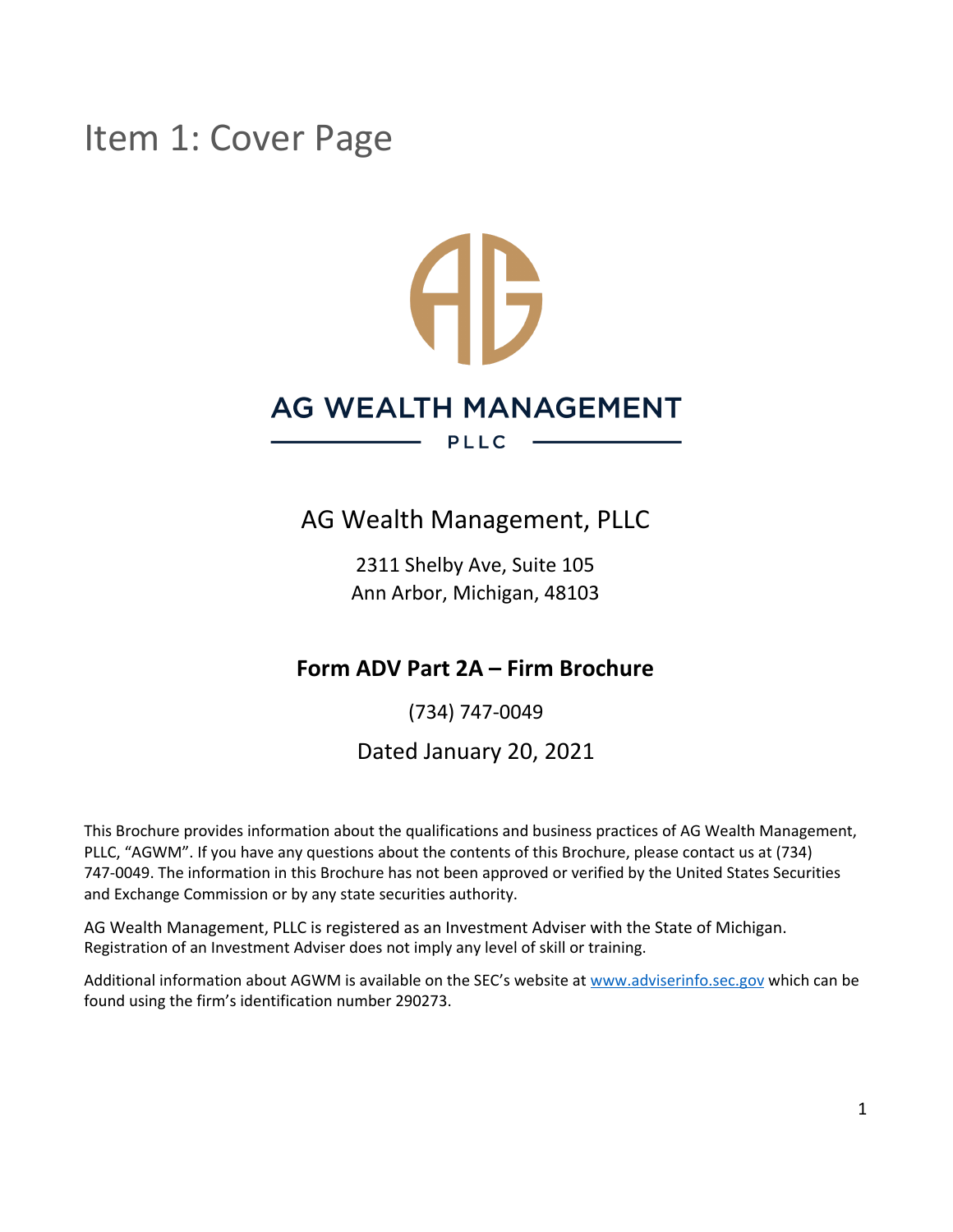# Item 1: Cover Page

AG WEALTH MANAGEMENT

PLLC

## AG Wealth Management, PLLC

2311 Shelby Ave, Suite 105
Ann Arbor, Michigan, 48103

### Form ADV Part 2A – Firm Brochure

(734) 747-0049

Dated January 20, 2021

This Brochure provides information about the qualifications and business practices of AG Wealth Management, PLLC, "AGWM". If you have any questions about the contents of this Brochure, please contact us at (734) 747-0049. The information in this Brochure has not been approved or verified by the United States Securities and Exchange Commission or by any state securities authority.

AG Wealth Management, PLLC is registered as an Investment Adviser with the State of Michigan. Registration of an Investment Adviser does not imply any level of skill or training.

Additional information about AGWM is available on the SEC's website at www.adviserinfo.sec.gov which can be found using the firm's identification number 290273.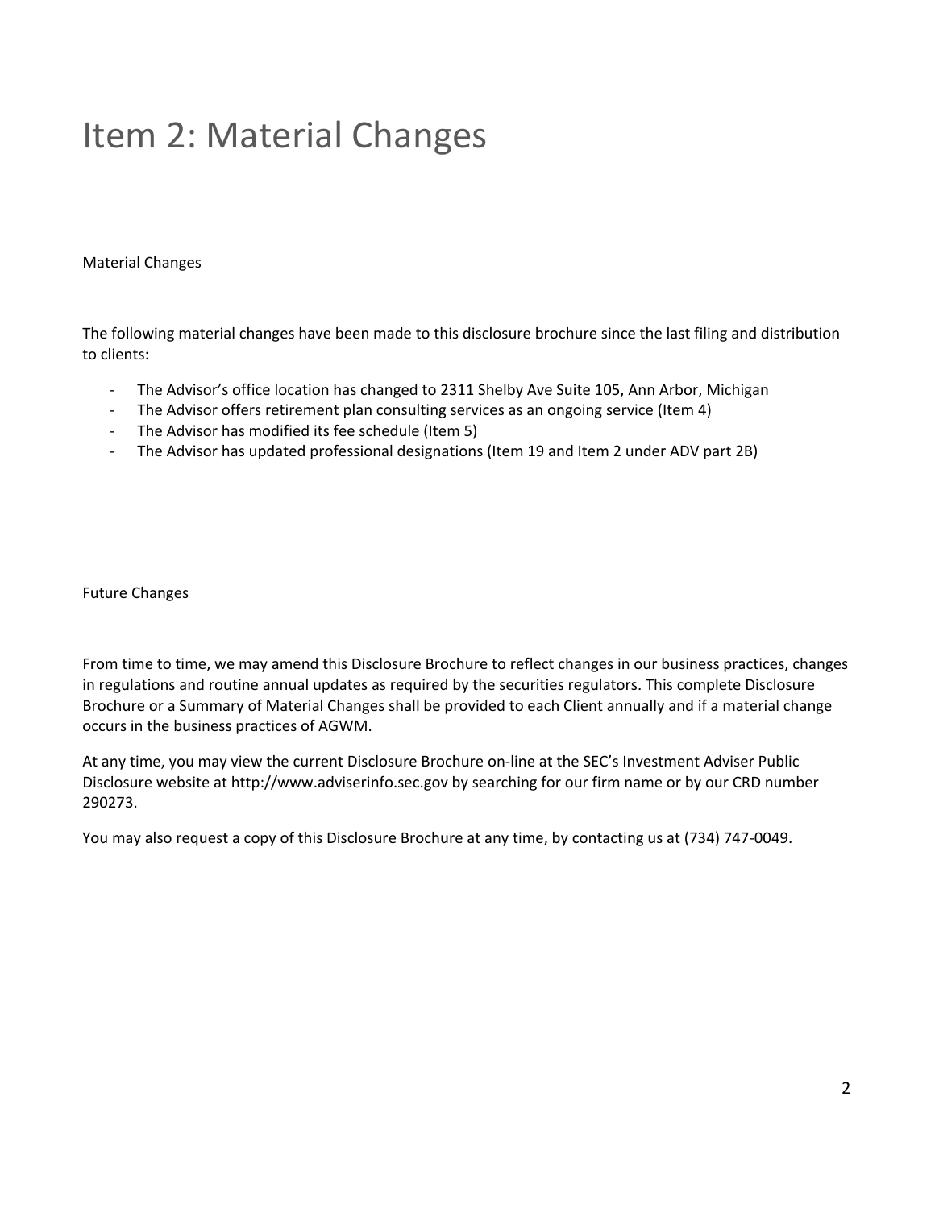# Item 2: Material Changes

Material Changes

The following material changes have been made to this disclosure brochure since the last filing and distribution to clients:

- The Advisor's office location has changed to 2311 Shelby Ave Suite 105, Ann Arbor, Michigan
- The Advisor offers retirement plan consulting services as an ongoing service (Item 4)
- The Advisor has modified its fee schedule (Item 5)
- The Advisor has updated professional designations (Item 19 and Item 2 under ADV part 2B)

Future Changes

From time to time, we may amend this Disclosure Brochure to reflect changes in our business practices, changes in regulations and routine annual updates as required by the securities regulators. This complete Disclosure Brochure or a Summary of Material Changes shall be provided to each Client annually and if a material change occurs in the business practices of AGWM.

At any time, you may view the current Disclosure Brochure on-line at the SEC's Investment Adviser Public Disclosure website at http://www.adviserinfo.sec.gov by searching for our firm name or by our CRD number 290273.

You may also request a copy of this Disclosure Brochure at any time, by contacting us at (734) 747-0049.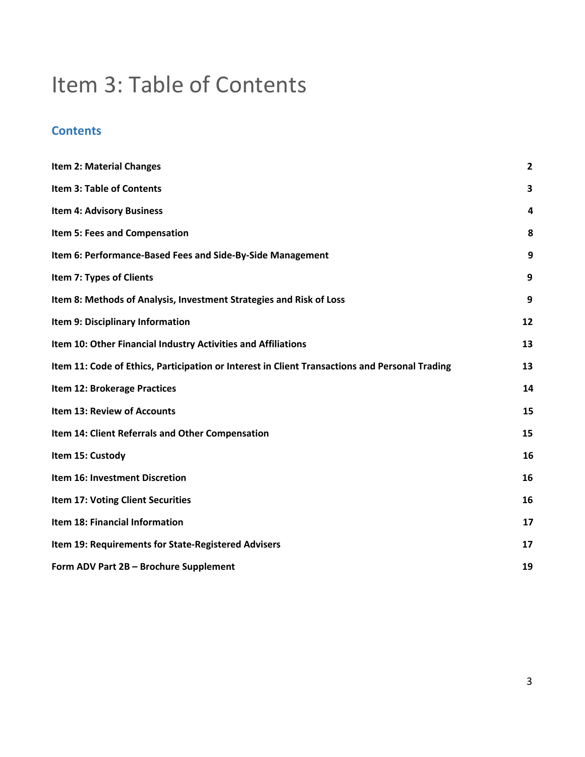# Item 3: Table of Contents

## Contents

| | |
|---|---|
| **Item 2: Material Changes** | **2** |
| **Item 3: Table of Contents** | **3** |
| **Item 4: Advisory Business** | **4** |
| **Item 5: Fees and Compensation** | **8** |
| **Item 6: Performance-Based Fees and Side-By-Side Management** | **9** |
| **Item 7: Types of Clients** | **9** |
| **Item 8: Methods of Analysis, Investment Strategies and Risk of Loss** | **9** |
| **Item 9: Disciplinary Information** | **12** |
| **Item 10: Other Financial Industry Activities and Affiliations** | **13** |
| **Item 11: Code of Ethics, Participation or Interest in Client Transactions and Personal Trading** | **13** |
| **Item 12: Brokerage Practices** | **14** |
| **Item 13: Review of Accounts** | **15** |
| **Item 14: Client Referrals and Other Compensation** | **15** |
| **Item 15: Custody** | **16** |
| **Item 16: Investment Discretion** | **16** |
| **Item 17: Voting Client Securities** | **16** |
| **Item 18: Financial Information** | **17** |
| **Item 19: Requirements for State-Registered Advisers** | **17** |
| **Form ADV Part 2B – Brochure Supplement** | **19** |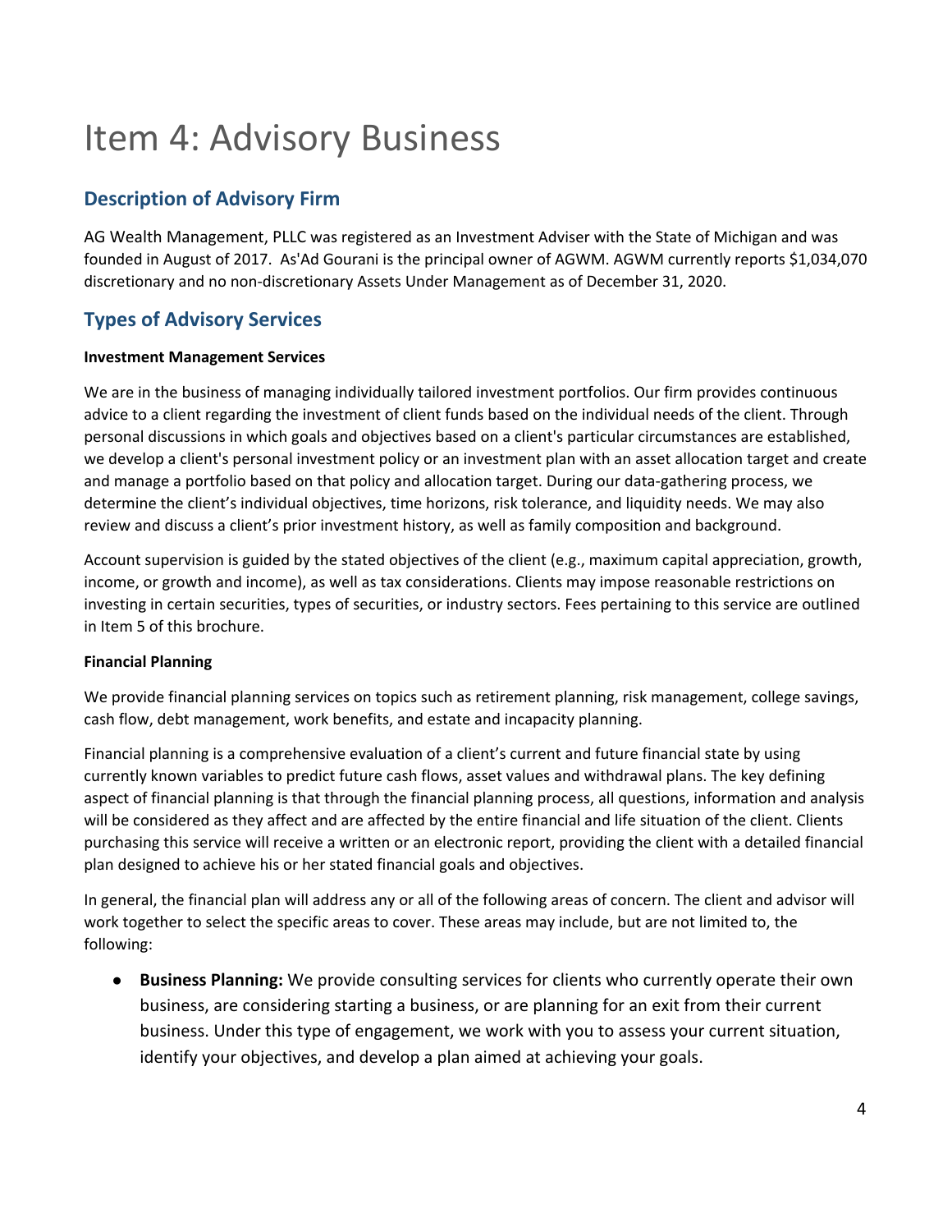# Item 4: Advisory Business

## Description of Advisory Firm

AG Wealth Management, PLLC was registered as an Investment Adviser with the State of Michigan and was founded in August of 2017. As'Ad Gourani is the principal owner of AGWM. AGWM currently reports $1,034,070 discretionary and no non-discretionary Assets Under Management as of December 31, 2020.

## Types of Advisory Services

**Investment Management Services**

We are in the business of managing individually tailored investment portfolios. Our firm provides continuous advice to a client regarding the investment of client funds based on the individual needs of the client. Through personal discussions in which goals and objectives based on a client's particular circumstances are established, we develop a client's personal investment policy or an investment plan with an asset allocation target and create and manage a portfolio based on that policy and allocation target. During our data-gathering process, we determine the client's individual objectives, time horizons, risk tolerance, and liquidity needs. We may also review and discuss a client's prior investment history, as well as family composition and background.

Account supervision is guided by the stated objectives of the client (e.g., maximum capital appreciation, growth, income, or growth and income), as well as tax considerations. Clients may impose reasonable restrictions on investing in certain securities, types of securities, or industry sectors. Fees pertaining to this service are outlined in Item 5 of this brochure.

**Financial Planning**

We provide financial planning services on topics such as retirement planning, risk management, college savings, cash flow, debt management, work benefits, and estate and incapacity planning.

Financial planning is a comprehensive evaluation of a client's current and future financial state by using currently known variables to predict future cash flows, asset values and withdrawal plans. The key defining aspect of financial planning is that through the financial planning process, all questions, information and analysis will be considered as they affect and are affected by the entire financial and life situation of the client. Clients purchasing this service will receive a written or an electronic report, providing the client with a detailed financial plan designed to achieve his or her stated financial goals and objectives.

In general, the financial plan will address any or all of the following areas of concern. The client and advisor will work together to select the specific areas to cover. These areas may include, but are not limited to, the following:

- **Business Planning:** We provide consulting services for clients who currently operate their own business, are considering starting a business, or are planning for an exit from their current business. Under this type of engagement, we work with you to assess your current situation, identify your objectives, and develop a plan aimed at achieving your goals.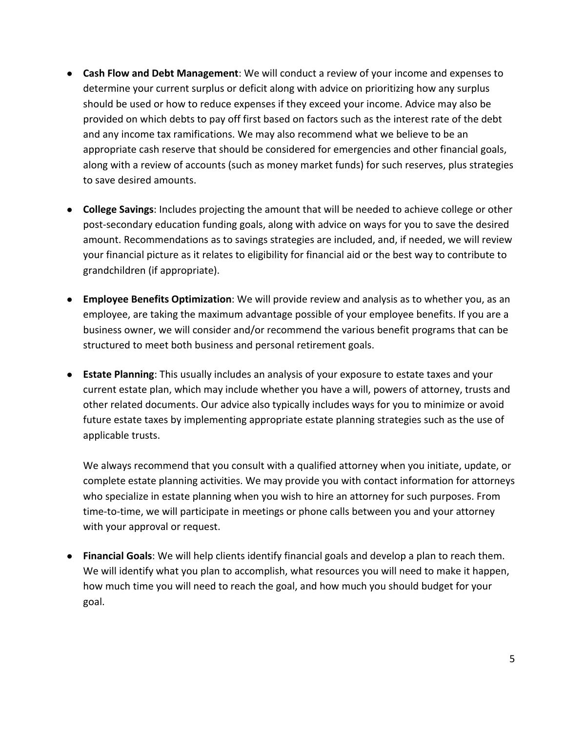- **Cash Flow and Debt Management**: We will conduct a review of your income and expenses to determine your current surplus or deficit along with advice on prioritizing how any surplus should be used or how to reduce expenses if they exceed your income. Advice may also be provided on which debts to pay off first based on factors such as the interest rate of the debt and any income tax ramifications. We may also recommend what we believe to be an appropriate cash reserve that should be considered for emergencies and other financial goals, along with a review of accounts (such as money market funds) for such reserves, plus strategies to save desired amounts.

- **College Savings**: Includes projecting the amount that will be needed to achieve college or other post-secondary education funding goals, along with advice on ways for you to save the desired amount. Recommendations as to savings strategies are included, and, if needed, we will review your financial picture as it relates to eligibility for financial aid or the best way to contribute to grandchildren (if appropriate).

- **Employee Benefits Optimization**: We will provide review and analysis as to whether you, as an employee, are taking the maximum advantage possible of your employee benefits. If you are a business owner, we will consider and/or recommend the various benefit programs that can be structured to meet both business and personal retirement goals.

- **Estate Planning**: This usually includes an analysis of your exposure to estate taxes and your current estate plan, which may include whether you have a will, powers of attorney, trusts and other related documents. Our advice also typically includes ways for you to minimize or avoid future estate taxes by implementing appropriate estate planning strategies such as the use of applicable trusts.

  We always recommend that you consult with a qualified attorney when you initiate, update, or complete estate planning activities. We may provide you with contact information for attorneys who specialize in estate planning when you wish to hire an attorney for such purposes. From time-to-time, we will participate in meetings or phone calls between you and your attorney with your approval or request.

- **Financial Goals**: We will help clients identify financial goals and develop a plan to reach them. We will identify what you plan to accomplish, what resources you will need to make it happen, how much time you will need to reach the goal, and how much you should budget for your goal.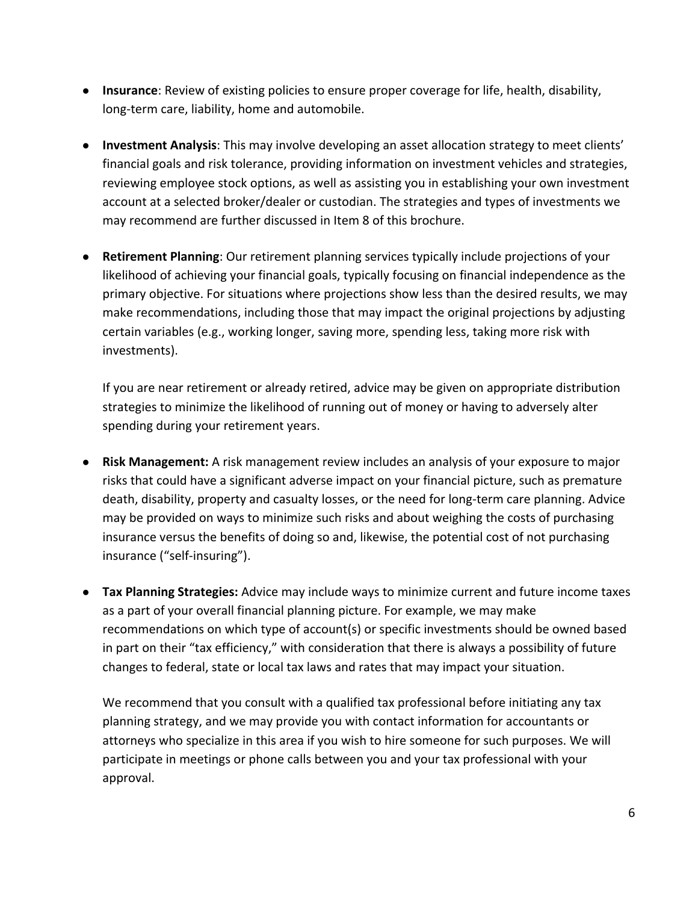- **Insurance**: Review of existing policies to ensure proper coverage for life, health, disability, long-term care, liability, home and automobile.

- **Investment Analysis**: This may involve developing an asset allocation strategy to meet clients' financial goals and risk tolerance, providing information on investment vehicles and strategies, reviewing employee stock options, as well as assisting you in establishing your own investment account at a selected broker/dealer or custodian. The strategies and types of investments we may recommend are further discussed in Item 8 of this brochure.

- **Retirement Planning**: Our retirement planning services typically include projections of your likelihood of achieving your financial goals, typically focusing on financial independence as the primary objective. For situations where projections show less than the desired results, we may make recommendations, including those that may impact the original projections by adjusting certain variables (e.g., working longer, saving more, spending less, taking more risk with investments).

  If you are near retirement or already retired, advice may be given on appropriate distribution strategies to minimize the likelihood of running out of money or having to adversely alter spending during your retirement years.

- **Risk Management:** A risk management review includes an analysis of your exposure to major risks that could have a significant adverse impact on your financial picture, such as premature death, disability, property and casualty losses, or the need for long-term care planning. Advice may be provided on ways to minimize such risks and about weighing the costs of purchasing insurance versus the benefits of doing so and, likewise, the potential cost of not purchasing insurance ("self-insuring").

- **Tax Planning Strategies:** Advice may include ways to minimize current and future income taxes as a part of your overall financial planning picture. For example, we may make recommendations on which type of account(s) or specific investments should be owned based in part on their "tax efficiency," with consideration that there is always a possibility of future changes to federal, state or local tax laws and rates that may impact your situation.

  We recommend that you consult with a qualified tax professional before initiating any tax planning strategy, and we may provide you with contact information for accountants or attorneys who specialize in this area if you wish to hire someone for such purposes. We will participate in meetings or phone calls between you and your tax professional with your approval.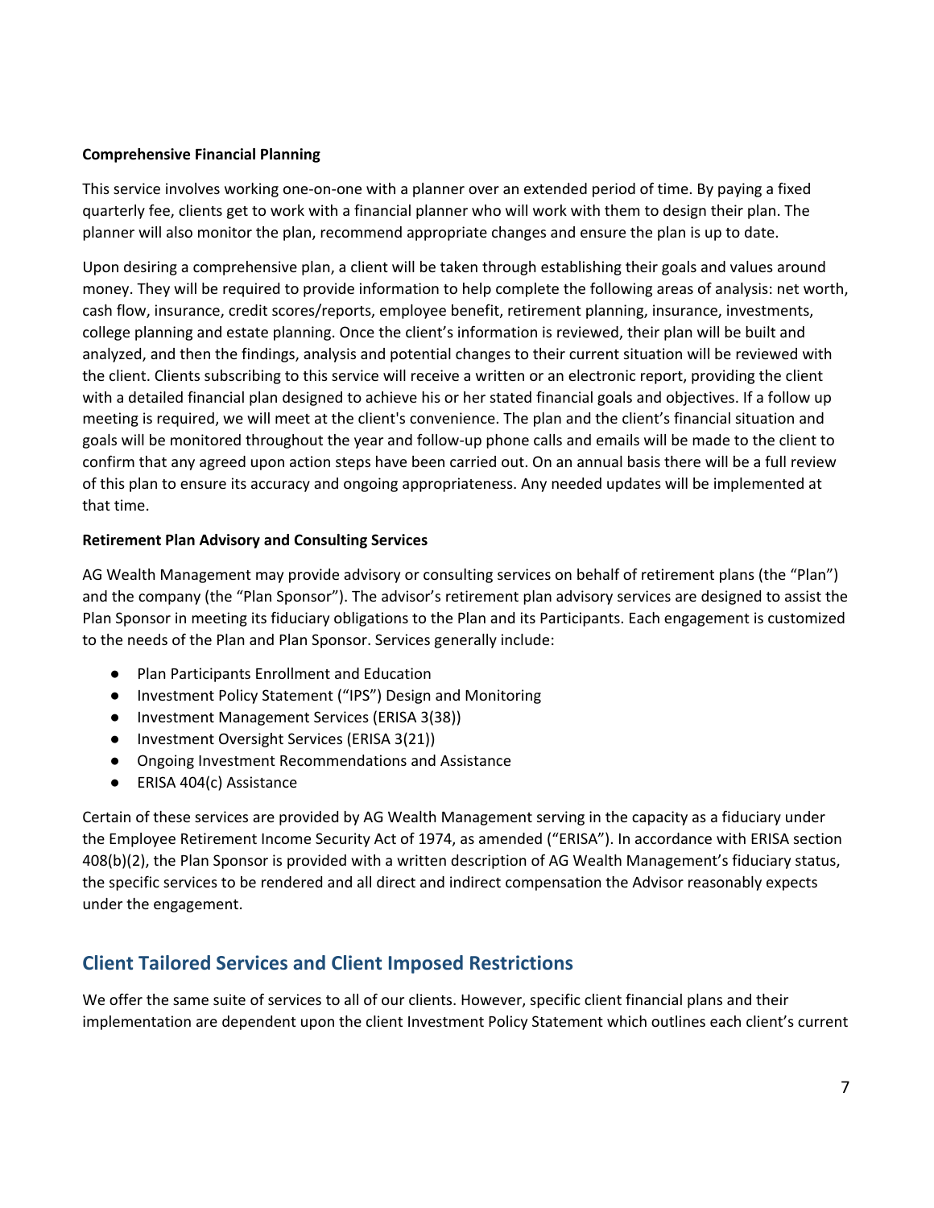**Comprehensive Financial Planning**

This service involves working one-on-one with a planner over an extended period of time. By paying a fixed quarterly fee, clients get to work with a financial planner who will work with them to design their plan. The planner will also monitor the plan, recommend appropriate changes and ensure the plan is up to date.

Upon desiring a comprehensive plan, a client will be taken through establishing their goals and values around money. They will be required to provide information to help complete the following areas of analysis: net worth, cash flow, insurance, credit scores/reports, employee benefit, retirement planning, insurance, investments, college planning and estate planning. Once the client's information is reviewed, their plan will be built and analyzed, and then the findings, analysis and potential changes to their current situation will be reviewed with the client. Clients subscribing to this service will receive a written or an electronic report, providing the client with a detailed financial plan designed to achieve his or her stated financial goals and objectives. If a follow up meeting is required, we will meet at the client's convenience. The plan and the client's financial situation and goals will be monitored throughout the year and follow-up phone calls and emails will be made to the client to confirm that any agreed upon action steps have been carried out. On an annual basis there will be a full review of this plan to ensure its accuracy and ongoing appropriateness. Any needed updates will be implemented at that time.

**Retirement Plan Advisory and Consulting Services**

AG Wealth Management may provide advisory or consulting services on behalf of retirement plans (the "Plan") and the company (the "Plan Sponsor"). The advisor's retirement plan advisory services are designed to assist the Plan Sponsor in meeting its fiduciary obligations to the Plan and its Participants. Each engagement is customized to the needs of the Plan and Plan Sponsor. Services generally include:

- Plan Participants Enrollment and Education
- Investment Policy Statement ("IPS") Design and Monitoring
- Investment Management Services (ERISA 3(38))
- Investment Oversight Services (ERISA 3(21))
- Ongoing Investment Recommendations and Assistance
- ERISA 404(c) Assistance

Certain of these services are provided by AG Wealth Management serving in the capacity as a fiduciary under the Employee Retirement Income Security Act of 1974, as amended ("ERISA"). In accordance with ERISA section 408(b)(2), the Plan Sponsor is provided with a written description of AG Wealth Management's fiduciary status, the specific services to be rendered and all direct and indirect compensation the Advisor reasonably expects under the engagement.

## Client Tailored Services and Client Imposed Restrictions

We offer the same suite of services to all of our clients. However, specific client financial plans and their implementation are dependent upon the client Investment Policy Statement which outlines each client's current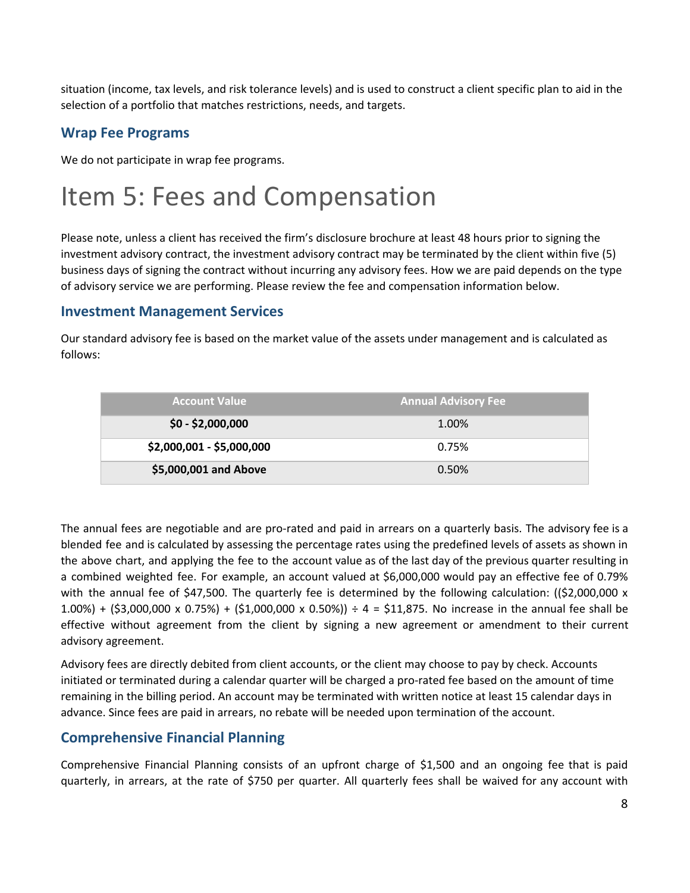situation (income, tax levels, and risk tolerance levels) and is used to construct a client specific plan to aid in the selection of a portfolio that matches restrictions, needs, and targets.

### Wrap Fee Programs

We do not participate in wrap fee programs.

# Item 5: Fees and Compensation

Please note, unless a client has received the firm's disclosure brochure at least 48 hours prior to signing the investment advisory contract, the investment advisory contract may be terminated by the client within five (5) business days of signing the contract without incurring any advisory fees. How we are paid depends on the type of advisory service we are performing. Please review the fee and compensation information below.

### Investment Management Services

Our standard advisory fee is based on the market value of the assets under management and is calculated as follows:

| Account Value | Annual Advisory Fee |
| --- | --- |
| **$0 - $2,000,000** | 1.00% |
| **$2,000,001 - $5,000,000** | 0.75% |
| **$5,000,001 and Above** | 0.50% |

The annual fees are negotiable and are pro-rated and paid in arrears on a quarterly basis. The advisory fee is a blended fee and is calculated by assessing the percentage rates using the predefined levels of assets as shown in the above chart, and applying the fee to the account value as of the last day of the previous quarter resulting in a combined weighted fee. For example, an account valued at $6,000,000 would pay an effective fee of 0.79% with the annual fee of $47,500. The quarterly fee is determined by the following calculation: (($2,000,000 x 1.00%) + ($3,000,000 x 0.75%) + ($1,000,000 x 0.50%)) ÷ 4 = $11,875. No increase in the annual fee shall be effective without agreement from the client by signing a new agreement or amendment to their current advisory agreement.

Advisory fees are directly debited from client accounts, or the client may choose to pay by check. Accounts initiated or terminated during a calendar quarter will be charged a pro-rated fee based on the amount of time remaining in the billing period. An account may be terminated with written notice at least 15 calendar days in advance. Since fees are paid in arrears, no rebate will be needed upon termination of the account.

### Comprehensive Financial Planning

Comprehensive Financial Planning consists of an upfront charge of $1,500 and an ongoing fee that is paid quarterly, in arrears, at the rate of $750 per quarter. All quarterly fees shall be waived for any account with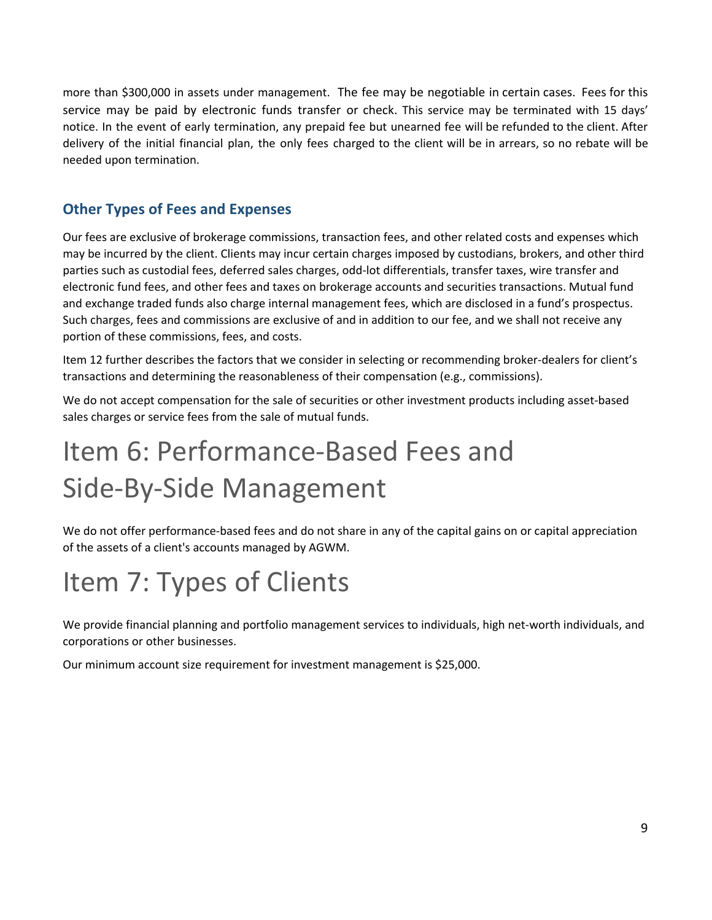more than $300,000 in assets under management. The fee may be negotiable in certain cases. Fees for this service may be paid by electronic funds transfer or check. This service may be terminated with 15 days' notice. In the event of early termination, any prepaid fee but unearned fee will be refunded to the client. After delivery of the initial financial plan, the only fees charged to the client will be in arrears, so no rebate will be needed upon termination.

### Other Types of Fees and Expenses

Our fees are exclusive of brokerage commissions, transaction fees, and other related costs and expenses which may be incurred by the client. Clients may incur certain charges imposed by custodians, brokers, and other third parties such as custodial fees, deferred sales charges, odd-lot differentials, transfer taxes, wire transfer and electronic fund fees, and other fees and taxes on brokerage accounts and securities transactions. Mutual fund and exchange traded funds also charge internal management fees, which are disclosed in a fund's prospectus. Such charges, fees and commissions are exclusive of and in addition to our fee, and we shall not receive any portion of these commissions, fees, and costs.

Item 12 further describes the factors that we consider in selecting or recommending broker-dealers for client's transactions and determining the reasonableness of their compensation (e.g., commissions).

We do not accept compensation for the sale of securities or other investment products including asset-based sales charges or service fees from the sale of mutual funds.

# Item 6: Performance-Based Fees and Side-By-Side Management

We do not offer performance-based fees and do not share in any of the capital gains on or capital appreciation of the assets of a client's accounts managed by AGWM.

# Item 7: Types of Clients

We provide financial planning and portfolio management services to individuals, high net-worth individuals, and corporations or other businesses.

Our minimum account size requirement for investment management is $25,000.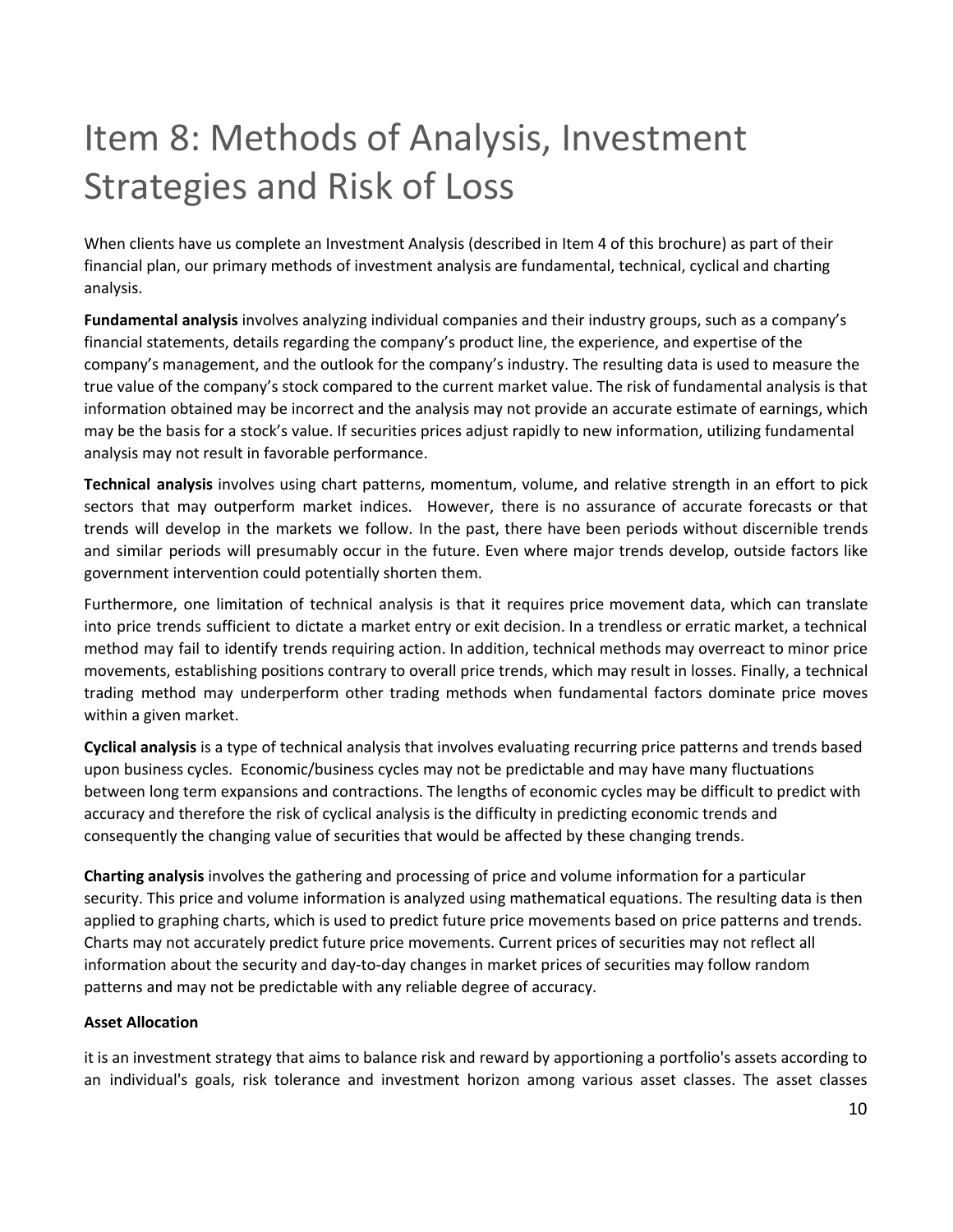# Item 8: Methods of Analysis, Investment Strategies and Risk of Loss

When clients have us complete an Investment Analysis (described in Item 4 of this brochure) as part of their financial plan, our primary methods of investment analysis are fundamental, technical, cyclical and charting analysis.

**Fundamental analysis** involves analyzing individual companies and their industry groups, such as a company's financial statements, details regarding the company's product line, the experience, and expertise of the company's management, and the outlook for the company's industry. The resulting data is used to measure the true value of the company's stock compared to the current market value. The risk of fundamental analysis is that information obtained may be incorrect and the analysis may not provide an accurate estimate of earnings, which may be the basis for a stock's value. If securities prices adjust rapidly to new information, utilizing fundamental analysis may not result in favorable performance.

**Technical analysis** involves using chart patterns, momentum, volume, and relative strength in an effort to pick sectors that may outperform market indices. However, there is no assurance of accurate forecasts or that trends will develop in the markets we follow. In the past, there have been periods without discernible trends and similar periods will presumably occur in the future. Even where major trends develop, outside factors like government intervention could potentially shorten them.

Furthermore, one limitation of technical analysis is that it requires price movement data, which can translate into price trends sufficient to dictate a market entry or exit decision. In a trendless or erratic market, a technical method may fail to identify trends requiring action. In addition, technical methods may overreact to minor price movements, establishing positions contrary to overall price trends, which may result in losses. Finally, a technical trading method may underperform other trading methods when fundamental factors dominate price moves within a given market.

**Cyclical analysis** is a type of technical analysis that involves evaluating recurring price patterns and trends based upon business cycles. Economic/business cycles may not be predictable and may have many fluctuations between long term expansions and contractions. The lengths of economic cycles may be difficult to predict with accuracy and therefore the risk of cyclical analysis is the difficulty in predicting economic trends and consequently the changing value of securities that would be affected by these changing trends.

**Charting analysis** involves the gathering and processing of price and volume information for a particular security. This price and volume information is analyzed using mathematical equations. The resulting data is then applied to graphing charts, which is used to predict future price movements based on price patterns and trends. Charts may not accurately predict future price movements. Current prices of securities may not reflect all information about the security and day-to-day changes in market prices of securities may follow random patterns and may not be predictable with any reliable degree of accuracy.

**Asset Allocation**

it is an investment strategy that aims to balance risk and reward by apportioning a portfolio's assets according to an individual's goals, risk tolerance and investment horizon among various asset classes. The asset classes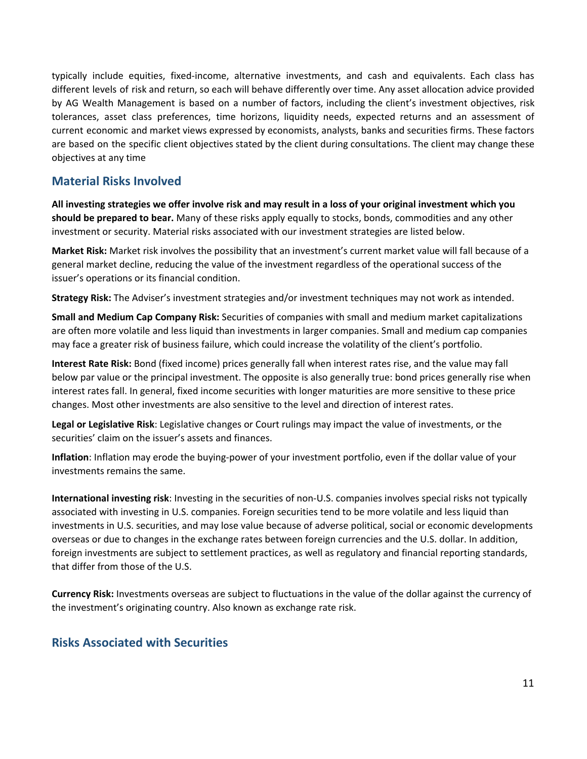typically include equities, fixed-income, alternative investments, and cash and equivalents. Each class has different levels of risk and return, so each will behave differently over time. Any asset allocation advice provided by AG Wealth Management is based on a number of factors, including the client's investment objectives, risk tolerances, asset class preferences, time horizons, liquidity needs, expected returns and an assessment of current economic and market views expressed by economists, analysts, banks and securities firms. These factors are based on the specific client objectives stated by the client during consultations. The client may change these objectives at any time

## Material Risks Involved

**All investing strategies we offer involve risk and may result in a loss of your original investment which you should be prepared to bear.** Many of these risks apply equally to stocks, bonds, commodities and any other investment or security. Material risks associated with our investment strategies are listed below.

**Market Risk:** Market risk involves the possibility that an investment's current market value will fall because of a general market decline, reducing the value of the investment regardless of the operational success of the issuer's operations or its financial condition.

**Strategy Risk:** The Adviser's investment strategies and/or investment techniques may not work as intended.

**Small and Medium Cap Company Risk:** Securities of companies with small and medium market capitalizations are often more volatile and less liquid than investments in larger companies. Small and medium cap companies may face a greater risk of business failure, which could increase the volatility of the client's portfolio.

**Interest Rate Risk:** Bond (fixed income) prices generally fall when interest rates rise, and the value may fall below par value or the principal investment. The opposite is also generally true: bond prices generally rise when interest rates fall. In general, fixed income securities with longer maturities are more sensitive to these price changes. Most other investments are also sensitive to the level and direction of interest rates.

**Legal or Legislative Risk**: Legislative changes or Court rulings may impact the value of investments, or the securities' claim on the issuer's assets and finances.

**Inflation**: Inflation may erode the buying-power of your investment portfolio, even if the dollar value of your investments remains the same.

**International investing risk**: Investing in the securities of non-U.S. companies involves special risks not typically associated with investing in U.S. companies. Foreign securities tend to be more volatile and less liquid than investments in U.S. securities, and may lose value because of adverse political, social or economic developments overseas or due to changes in the exchange rates between foreign currencies and the U.S. dollar. In addition, foreign investments are subject to settlement practices, as well as regulatory and financial reporting standards, that differ from those of the U.S.

**Currency Risk:** Investments overseas are subject to fluctuations in the value of the dollar against the currency of the investment's originating country. Also known as exchange rate risk.

## Risks Associated with Securities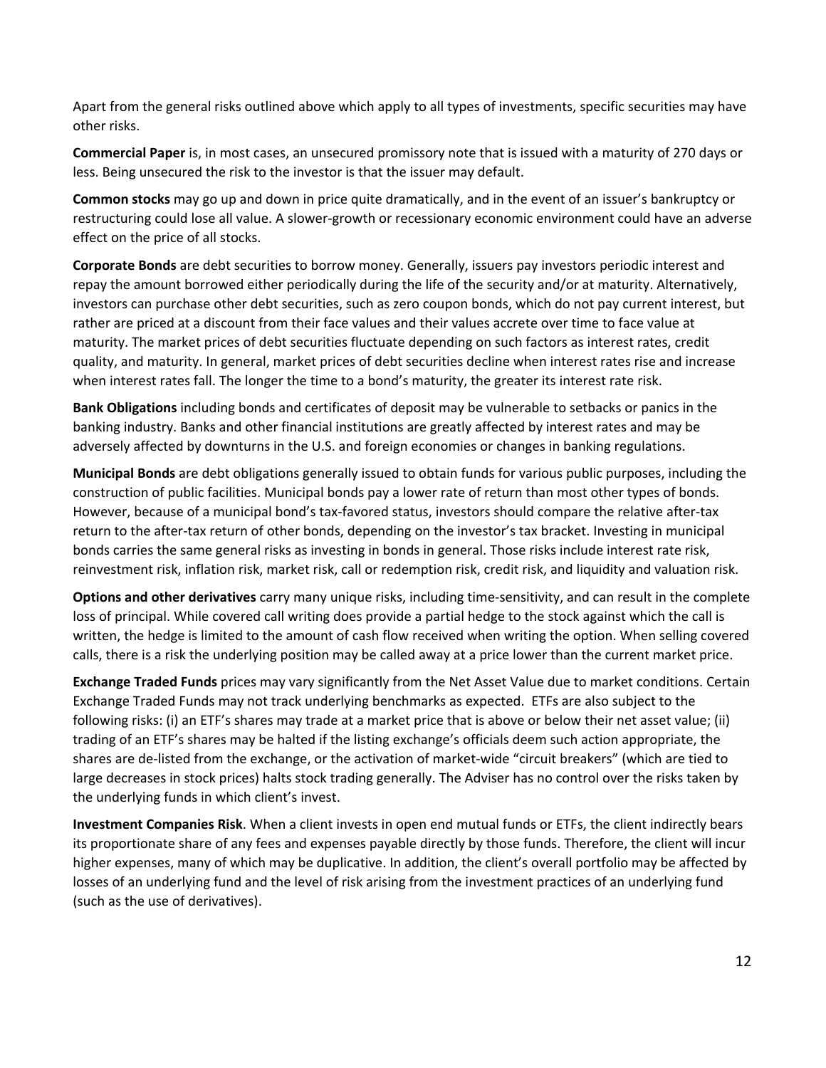Apart from the general risks outlined above which apply to all types of investments, specific securities may have other risks.

**Commercial Paper** is, in most cases, an unsecured promissory note that is issued with a maturity of 270 days or less. Being unsecured the risk to the investor is that the issuer may default.

**Common stocks** may go up and down in price quite dramatically, and in the event of an issuer's bankruptcy or restructuring could lose all value. A slower-growth or recessionary economic environment could have an adverse effect on the price of all stocks.

**Corporate Bonds** are debt securities to borrow money. Generally, issuers pay investors periodic interest and repay the amount borrowed either periodically during the life of the security and/or at maturity. Alternatively, investors can purchase other debt securities, such as zero coupon bonds, which do not pay current interest, but rather are priced at a discount from their face values and their values accrete over time to face value at maturity. The market prices of debt securities fluctuate depending on such factors as interest rates, credit quality, and maturity. In general, market prices of debt securities decline when interest rates rise and increase when interest rates fall. The longer the time to a bond's maturity, the greater its interest rate risk.

**Bank Obligations** including bonds and certificates of deposit may be vulnerable to setbacks or panics in the banking industry. Banks and other financial institutions are greatly affected by interest rates and may be adversely affected by downturns in the U.S. and foreign economies or changes in banking regulations.

**Municipal Bonds** are debt obligations generally issued to obtain funds for various public purposes, including the construction of public facilities. Municipal bonds pay a lower rate of return than most other types of bonds. However, because of a municipal bond's tax-favored status, investors should compare the relative after-tax return to the after-tax return of other bonds, depending on the investor's tax bracket. Investing in municipal bonds carries the same general risks as investing in bonds in general. Those risks include interest rate risk, reinvestment risk, inflation risk, market risk, call or redemption risk, credit risk, and liquidity and valuation risk.

**Options and other derivatives** carry many unique risks, including time-sensitivity, and can result in the complete loss of principal. While covered call writing does provide a partial hedge to the stock against which the call is written, the hedge is limited to the amount of cash flow received when writing the option. When selling covered calls, there is a risk the underlying position may be called away at a price lower than the current market price.

**Exchange Traded Funds** prices may vary significantly from the Net Asset Value due to market conditions. Certain Exchange Traded Funds may not track underlying benchmarks as expected. ETFs are also subject to the following risks: (i) an ETF's shares may trade at a market price that is above or below their net asset value; (ii) trading of an ETF's shares may be halted if the listing exchange's officials deem such action appropriate, the shares are de-listed from the exchange, or the activation of market-wide "circuit breakers" (which are tied to large decreases in stock prices) halts stock trading generally. The Adviser has no control over the risks taken by the underlying funds in which client's invest.

**Investment Companies Risk**. When a client invests in open end mutual funds or ETFs, the client indirectly bears its proportionate share of any fees and expenses payable directly by those funds. Therefore, the client will incur higher expenses, many of which may be duplicative. In addition, the client's overall portfolio may be affected by losses of an underlying fund and the level of risk arising from the investment practices of an underlying fund (such as the use of derivatives).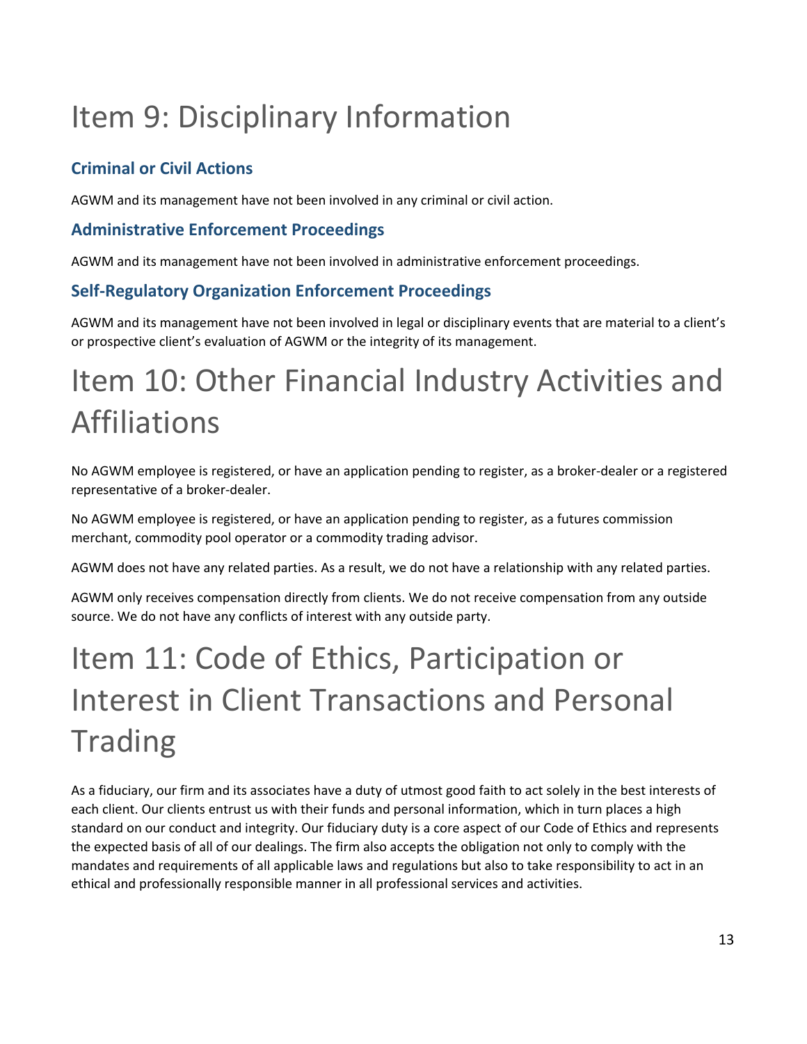# Item 9: Disciplinary Information

### Criminal or Civil Actions

AGWM and its management have not been involved in any criminal or civil action.

### Administrative Enforcement Proceedings

AGWM and its management have not been involved in administrative enforcement proceedings.

### Self-Regulatory Organization Enforcement Proceedings

AGWM and its management have not been involved in legal or disciplinary events that are material to a client's or prospective client's evaluation of AGWM or the integrity of its management.

# Item 10: Other Financial Industry Activities and Affiliations

No AGWM employee is registered, or have an application pending to register, as a broker-dealer or a registered representative of a broker-dealer.

No AGWM employee is registered, or have an application pending to register, as a futures commission merchant, commodity pool operator or a commodity trading advisor.

AGWM does not have any related parties. As a result, we do not have a relationship with any related parties.

AGWM only receives compensation directly from clients. We do not receive compensation from any outside source. We do not have any conflicts of interest with any outside party.

# Item 11: Code of Ethics, Participation or Interest in Client Transactions and Personal Trading

As a fiduciary, our firm and its associates have a duty of utmost good faith to act solely in the best interests of each client. Our clients entrust us with their funds and personal information, which in turn places a high standard on our conduct and integrity. Our fiduciary duty is a core aspect of our Code of Ethics and represents the expected basis of all of our dealings. The firm also accepts the obligation not only to comply with the mandates and requirements of all applicable laws and regulations but also to take responsibility to act in an ethical and professionally responsible manner in all professional services and activities.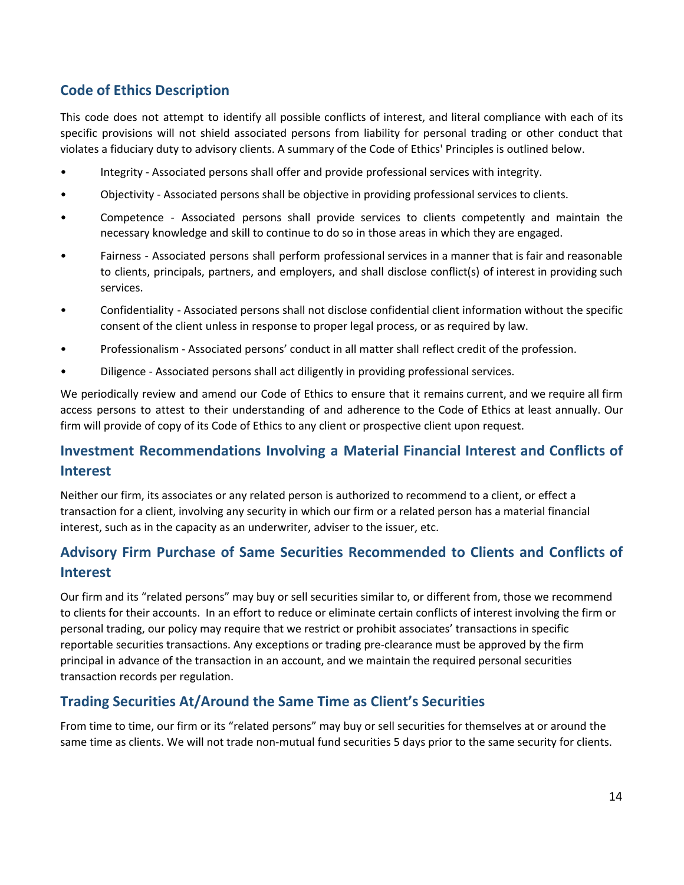## Code of Ethics Description

This code does not attempt to identify all possible conflicts of interest, and literal compliance with each of its specific provisions will not shield associated persons from liability for personal trading or other conduct that violates a fiduciary duty to advisory clients. A summary of the Code of Ethics' Principles is outlined below.

- Integrity - Associated persons shall offer and provide professional services with integrity.
- Objectivity - Associated persons shall be objective in providing professional services to clients.
- Competence - Associated persons shall provide services to clients competently and maintain the necessary knowledge and skill to continue to do so in those areas in which they are engaged.
- Fairness - Associated persons shall perform professional services in a manner that is fair and reasonable to clients, principals, partners, and employers, and shall disclose conflict(s) of interest in providing such services.
- Confidentiality - Associated persons shall not disclose confidential client information without the specific consent of the client unless in response to proper legal process, or as required by law.
- Professionalism - Associated persons' conduct in all matter shall reflect credit of the profession.
- Diligence - Associated persons shall act diligently in providing professional services.

We periodically review and amend our Code of Ethics to ensure that it remains current, and we require all firm access persons to attest to their understanding of and adherence to the Code of Ethics at least annually. Our firm will provide of copy of its Code of Ethics to any client or prospective client upon request.

## Investment Recommendations Involving a Material Financial Interest and Conflicts of Interest

Neither our firm, its associates or any related person is authorized to recommend to a client, or effect a transaction for a client, involving any security in which our firm or a related person has a material financial interest, such as in the capacity as an underwriter, adviser to the issuer, etc.

## Advisory Firm Purchase of Same Securities Recommended to Clients and Conflicts of Interest

Our firm and its "related persons" may buy or sell securities similar to, or different from, those we recommend to clients for their accounts. In an effort to reduce or eliminate certain conflicts of interest involving the firm or personal trading, our policy may require that we restrict or prohibit associates' transactions in specific reportable securities transactions. Any exceptions or trading pre-clearance must be approved by the firm principal in advance of the transaction in an account, and we maintain the required personal securities transaction records per regulation.

## Trading Securities At/Around the Same Time as Client's Securities

From time to time, our firm or its "related persons" may buy or sell securities for themselves at or around the same time as clients. We will not trade non-mutual fund securities 5 days prior to the same security for clients.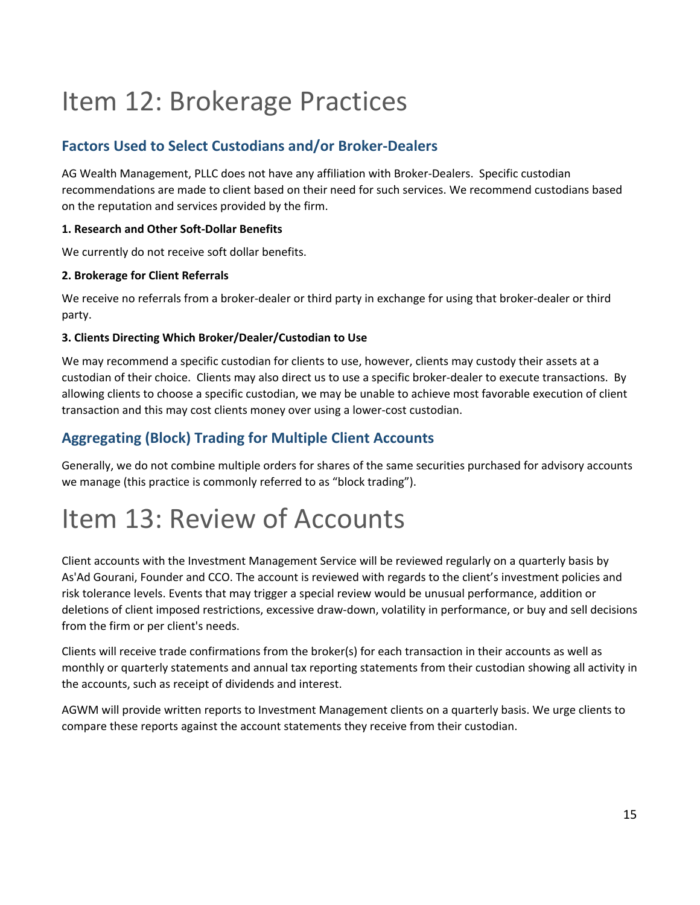# Item 12: Brokerage Practices

## Factors Used to Select Custodians and/or Broker-Dealers

AG Wealth Management, PLLC does not have any affiliation with Broker-Dealers. Specific custodian recommendations are made to client based on their need for such services. We recommend custodians based on the reputation and services provided by the firm.

**1. Research and Other Soft-Dollar Benefits**

We currently do not receive soft dollar benefits.

**2. Brokerage for Client Referrals**

We receive no referrals from a broker-dealer or third party in exchange for using that broker-dealer or third party.

**3. Clients Directing Which Broker/Dealer/Custodian to Use**

We may recommend a specific custodian for clients to use, however, clients may custody their assets at a custodian of their choice. Clients may also direct us to use a specific broker-dealer to execute transactions. By allowing clients to choose a specific custodian, we may be unable to achieve most favorable execution of client transaction and this may cost clients money over using a lower-cost custodian.

## Aggregating (Block) Trading for Multiple Client Accounts

Generally, we do not combine multiple orders for shares of the same securities purchased for advisory accounts we manage (this practice is commonly referred to as "block trading").

# Item 13: Review of Accounts

Client accounts with the Investment Management Service will be reviewed regularly on a quarterly basis by As'Ad Gourani, Founder and CCO. The account is reviewed with regards to the client's investment policies and risk tolerance levels. Events that may trigger a special review would be unusual performance, addition or deletions of client imposed restrictions, excessive draw-down, volatility in performance, or buy and sell decisions from the firm or per client's needs.

Clients will receive trade confirmations from the broker(s) for each transaction in their accounts as well as monthly or quarterly statements and annual tax reporting statements from their custodian showing all activity in the accounts, such as receipt of dividends and interest.

AGWM will provide written reports to Investment Management clients on a quarterly basis. We urge clients to compare these reports against the account statements they receive from their custodian.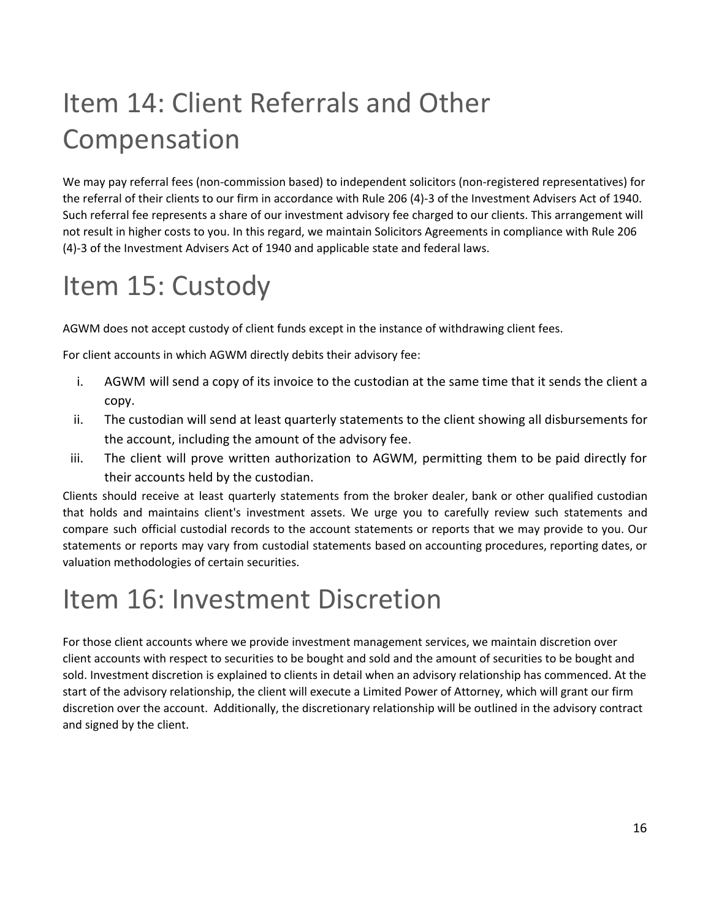# Item 14: Client Referrals and Other Compensation

We may pay referral fees (non-commission based) to independent solicitors (non-registered representatives) for the referral of their clients to our firm in accordance with Rule 206 (4)-3 of the Investment Advisers Act of 1940. Such referral fee represents a share of our investment advisory fee charged to our clients. This arrangement will not result in higher costs to you. In this regard, we maintain Solicitors Agreements in compliance with Rule 206 (4)-3 of the Investment Advisers Act of 1940 and applicable state and federal laws.

# Item 15: Custody

AGWM does not accept custody of client funds except in the instance of withdrawing client fees.

For client accounts in which AGWM directly debits their advisory fee:

i. AGWM will send a copy of its invoice to the custodian at the same time that it sends the client a copy.
ii. The custodian will send at least quarterly statements to the client showing all disbursements for the account, including the amount of the advisory fee.
iii. The client will prove written authorization to AGWM, permitting them to be paid directly for their accounts held by the custodian.

Clients should receive at least quarterly statements from the broker dealer, bank or other qualified custodian that holds and maintains client's investment assets. We urge you to carefully review such statements and compare such official custodial records to the account statements or reports that we may provide to you. Our statements or reports may vary from custodial statements based on accounting procedures, reporting dates, or valuation methodologies of certain securities.

# Item 16: Investment Discretion

For those client accounts where we provide investment management services, we maintain discretion over client accounts with respect to securities to be bought and sold and the amount of securities to be bought and sold. Investment discretion is explained to clients in detail when an advisory relationship has commenced. At the start of the advisory relationship, the client will execute a Limited Power of Attorney, which will grant our firm discretion over the account. Additionally, the discretionary relationship will be outlined in the advisory contract and signed by the client.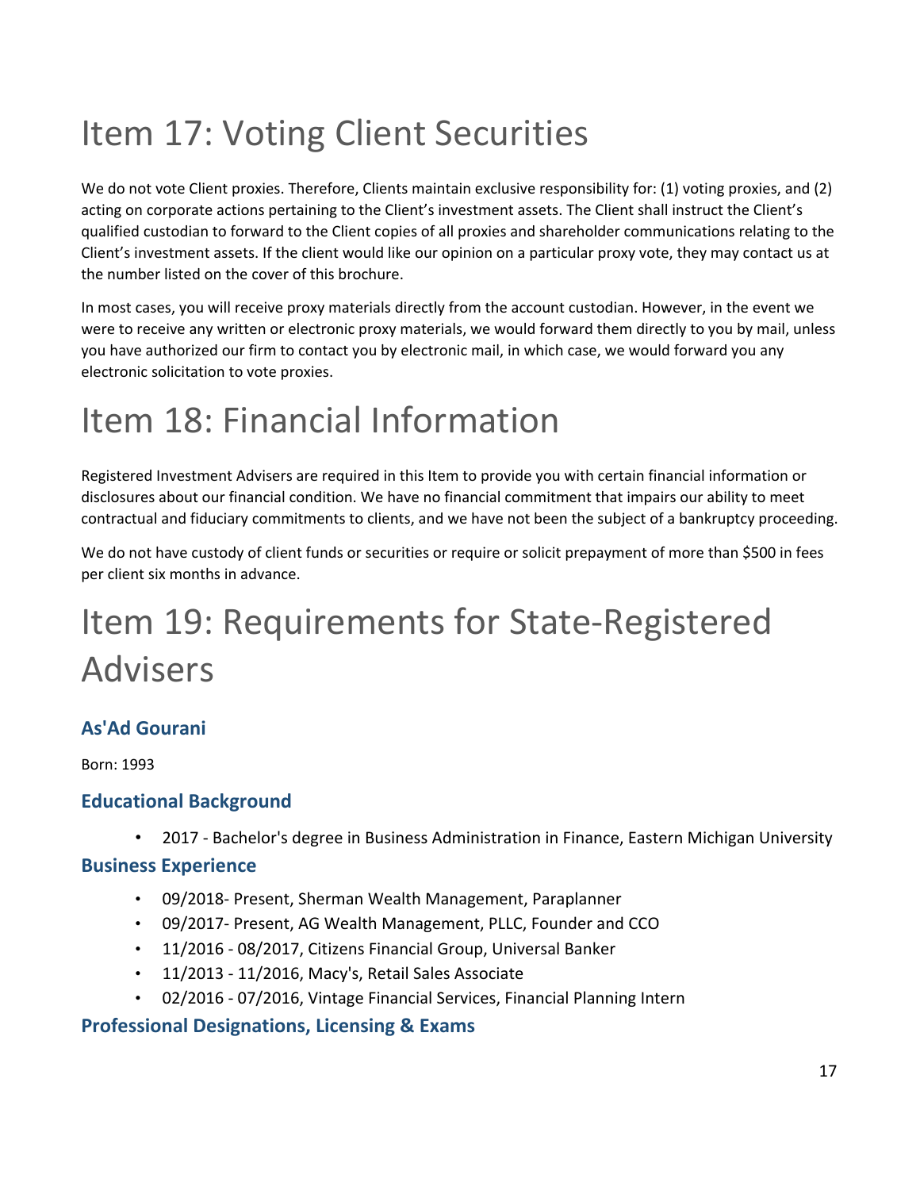# Item 17: Voting Client Securities

We do not vote Client proxies. Therefore, Clients maintain exclusive responsibility for: (1) voting proxies, and (2) acting on corporate actions pertaining to the Client's investment assets. The Client shall instruct the Client's qualified custodian to forward to the Client copies of all proxies and shareholder communications relating to the Client's investment assets. If the client would like our opinion on a particular proxy vote, they may contact us at the number listed on the cover of this brochure.

In most cases, you will receive proxy materials directly from the account custodian. However, in the event we were to receive any written or electronic proxy materials, we would forward them directly to you by mail, unless you have authorized our firm to contact you by electronic mail, in which case, we would forward you any electronic solicitation to vote proxies.

# Item 18: Financial Information

Registered Investment Advisers are required in this Item to provide you with certain financial information or disclosures about our financial condition. We have no financial commitment that impairs our ability to meet contractual and fiduciary commitments to clients, and we have not been the subject of a bankruptcy proceeding.

We do not have custody of client funds or securities or require or solicit prepayment of more than $500 in fees per client six months in advance.

# Item 19: Requirements for State-Registered Advisers

### As'Ad Gourani

Born: 1993

### Educational Background

- 2017 - Bachelor's degree in Business Administration in Finance, Eastern Michigan University

### Business Experience

- 09/2018- Present, Sherman Wealth Management, Paraplanner
- 09/2017- Present, AG Wealth Management, PLLC, Founder and CCO
- 11/2016 - 08/2017, Citizens Financial Group, Universal Banker
- 11/2013 - 11/2016, Macy's, Retail Sales Associate
- 02/2016 - 07/2016, Vintage Financial Services, Financial Planning Intern

### Professional Designations, Licensing & Exams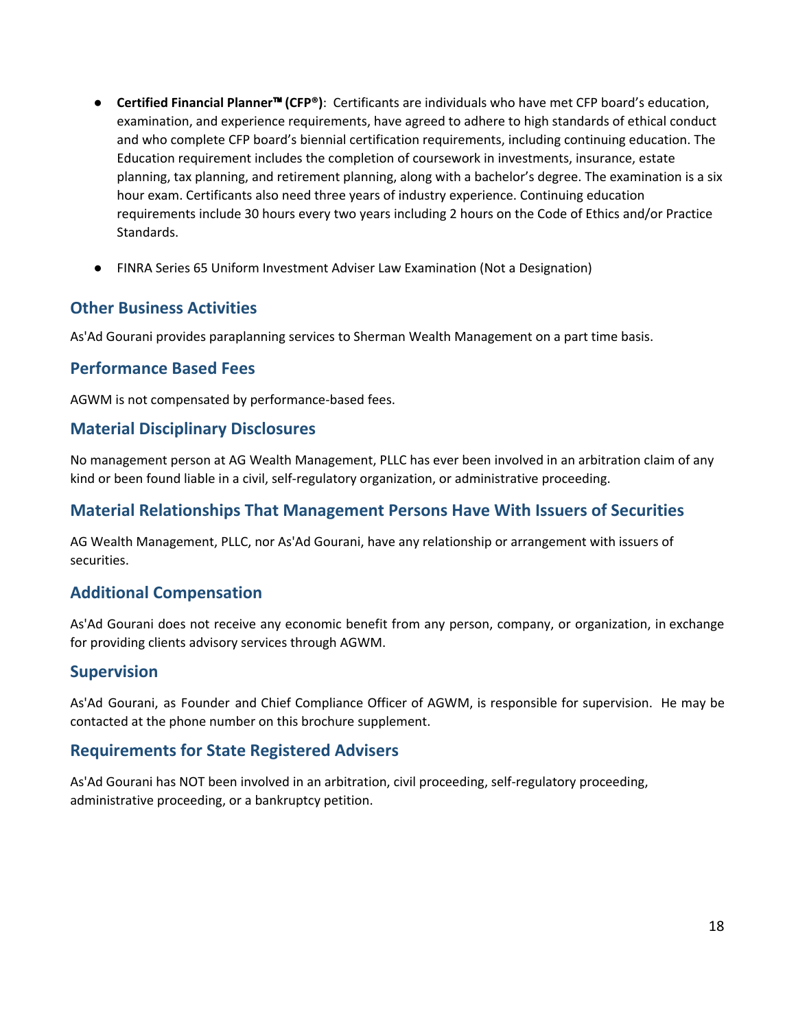- **Certified Financial Planner™ (CFP®)**: Certificants are individuals who have met CFP board's education, examination, and experience requirements, have agreed to adhere to high standards of ethical conduct and who complete CFP board's biennial certification requirements, including continuing education. The Education requirement includes the completion of coursework in investments, insurance, estate planning, tax planning, and retirement planning, along with a bachelor's degree. The examination is a six hour exam. Certificants also need three years of industry experience. Continuing education requirements include 30 hours every two years including 2 hours on the Code of Ethics and/or Practice Standards.

- FINRA Series 65 Uniform Investment Adviser Law Examination (Not a Designation)

## Other Business Activities

As'Ad Gourani provides paraplanning services to Sherman Wealth Management on a part time basis.

## Performance Based Fees

AGWM is not compensated by performance-based fees.

## Material Disciplinary Disclosures

No management person at AG Wealth Management, PLLC has ever been involved in an arbitration claim of any kind or been found liable in a civil, self-regulatory organization, or administrative proceeding.

## Material Relationships That Management Persons Have With Issuers of Securities

AG Wealth Management, PLLC, nor As'Ad Gourani, have any relationship or arrangement with issuers of securities.

## Additional Compensation

As'Ad Gourani does not receive any economic benefit from any person, company, or organization, in exchange for providing clients advisory services through AGWM.

## Supervision

As'Ad Gourani, as Founder and Chief Compliance Officer of AGWM, is responsible for supervision. He may be contacted at the phone number on this brochure supplement.

## Requirements for State Registered Advisers

As'Ad Gourani has NOT been involved in an arbitration, civil proceeding, self-regulatory proceeding, administrative proceeding, or a bankruptcy petition.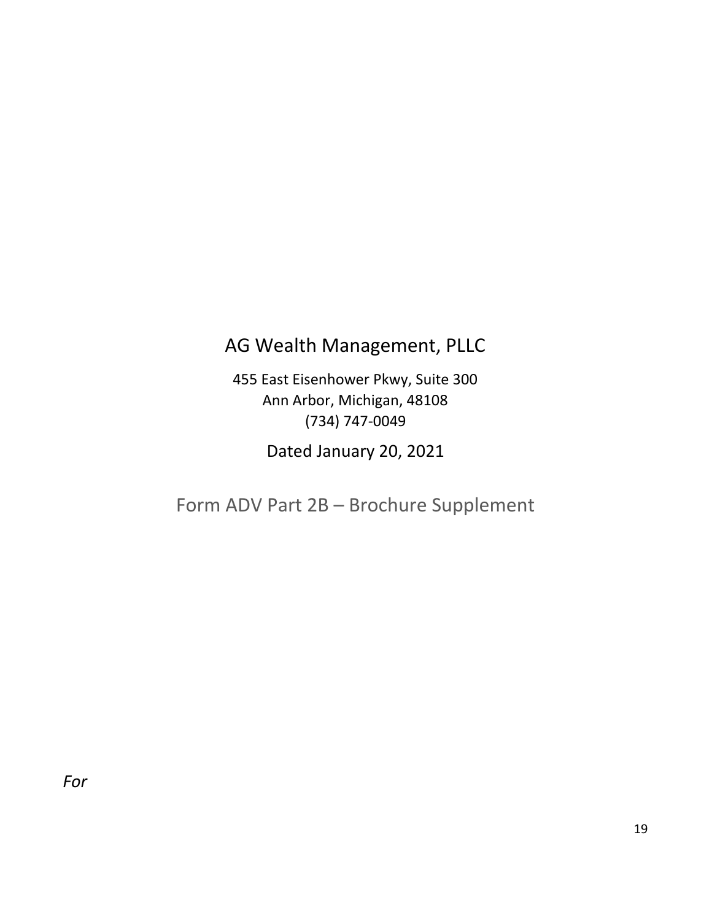# AG Wealth Management, PLLC

455 East Eisenhower Pkwy, Suite 300
Ann Arbor, Michigan, 48108
(734) 747-0049

Dated January 20, 2021

## Form ADV Part 2B – Brochure Supplement

*For*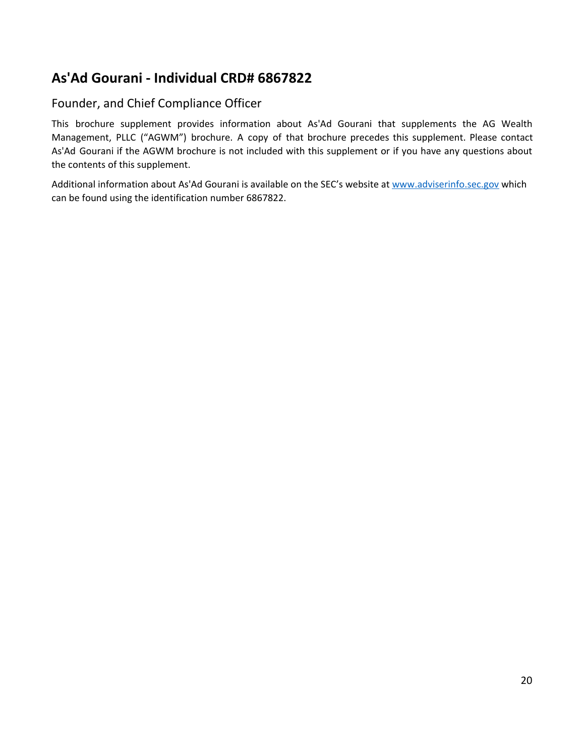## As'Ad Gourani - Individual CRD# 6867822

### Founder, and Chief Compliance Officer

This brochure supplement provides information about As'Ad Gourani that supplements the AG Wealth Management, PLLC ("AGWM") brochure. A copy of that brochure precedes this supplement. Please contact As'Ad Gourani if the AGWM brochure is not included with this supplement or if you have any questions about the contents of this supplement.

Additional information about As'Ad Gourani is available on the SEC's website at www.adviserinfo.sec.gov which can be found using the identification number 6867822.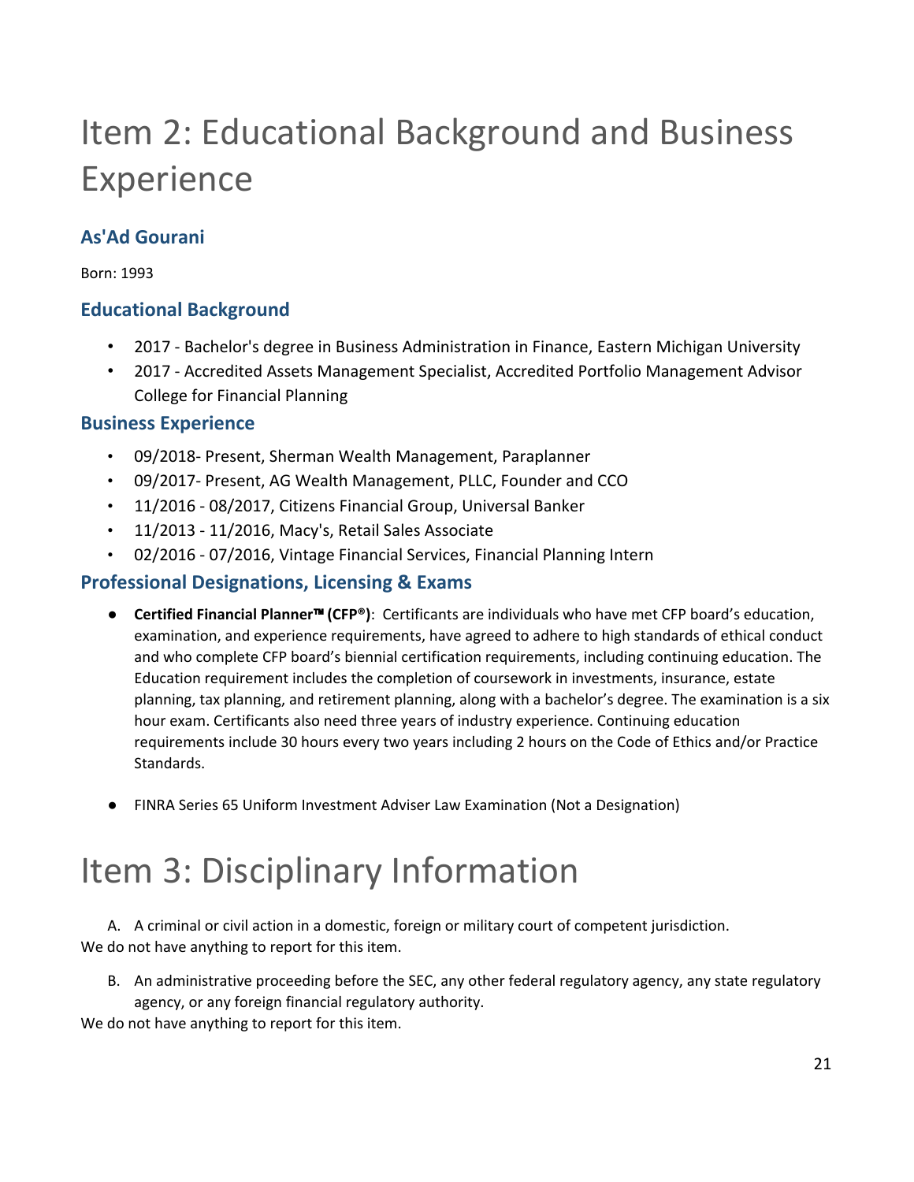# Item 2: Educational Background and Business Experience

## As'Ad Gourani

Born: 1993

### Educational Background

- 2017 - Bachelor's degree in Business Administration in Finance, Eastern Michigan University
- 2017 - Accredited Assets Management Specialist, Accredited Portfolio Management Advisor College for Financial Planning

### Business Experience

- 09/2018- Present, Sherman Wealth Management, Paraplanner
- 09/2017- Present, AG Wealth Management, PLLC, Founder and CCO
- 11/2016 - 08/2017, Citizens Financial Group, Universal Banker
- 11/2013 - 11/2016, Macy's, Retail Sales Associate
- 02/2016 - 07/2016, Vintage Financial Services, Financial Planning Intern

### Professional Designations, Licensing & Exams

- **Certified Financial Planner™ (CFP®)**: Certificants are individuals who have met CFP board's education, examination, and experience requirements, have agreed to adhere to high standards of ethical conduct and who complete CFP board's biennial certification requirements, including continuing education. The Education requirement includes the completion of coursework in investments, insurance, estate planning, tax planning, and retirement planning, along with a bachelor's degree. The examination is a six hour exam. Certificants also need three years of industry experience. Continuing education requirements include 30 hours every two years including 2 hours on the Code of Ethics and/or Practice Standards.

- FINRA Series 65 Uniform Investment Adviser Law Examination (Not a Designation)

# Item 3: Disciplinary Information

A. A criminal or civil action in a domestic, foreign or military court of competent jurisdiction.

We do not have anything to report for this item.

B. An administrative proceeding before the SEC, any other federal regulatory agency, any state regulatory agency, or any foreign financial regulatory authority.

We do not have anything to report for this item.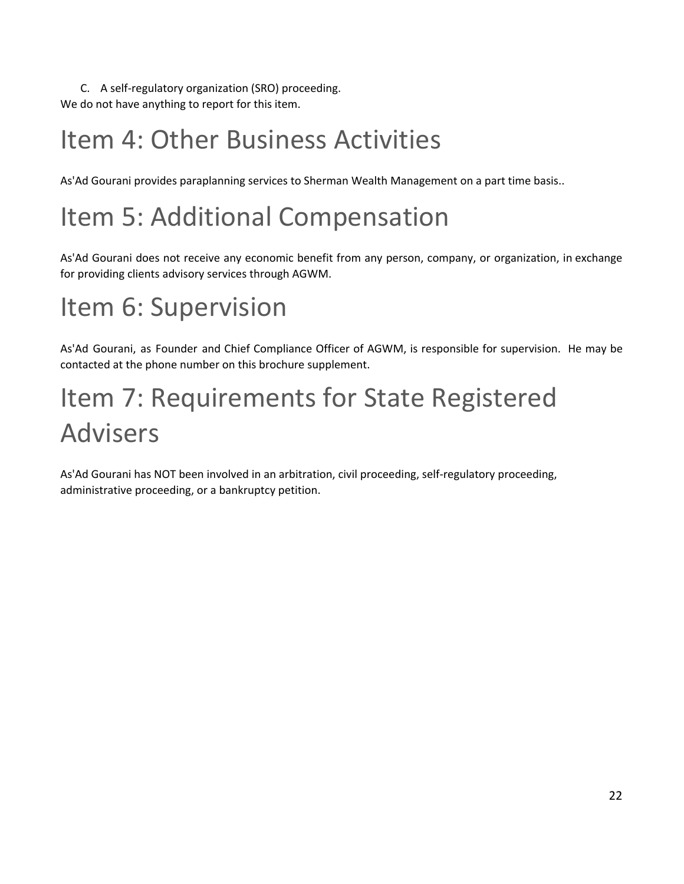C. A self-regulatory organization (SRO) proceeding.

We do not have anything to report for this item.

# Item 4: Other Business Activities

As'Ad Gourani provides paraplanning services to Sherman Wealth Management on a part time basis..

# Item 5: Additional Compensation

As'Ad Gourani does not receive any economic benefit from any person, company, or organization, in exchange for providing clients advisory services through AGWM.

# Item 6: Supervision

As'Ad Gourani, as Founder and Chief Compliance Officer of AGWM, is responsible for supervision. He may be contacted at the phone number on this brochure supplement.

# Item 7: Requirements for State Registered Advisers

As'Ad Gourani has NOT been involved in an arbitration, civil proceeding, self-regulatory proceeding, administrative proceeding, or a bankruptcy petition.